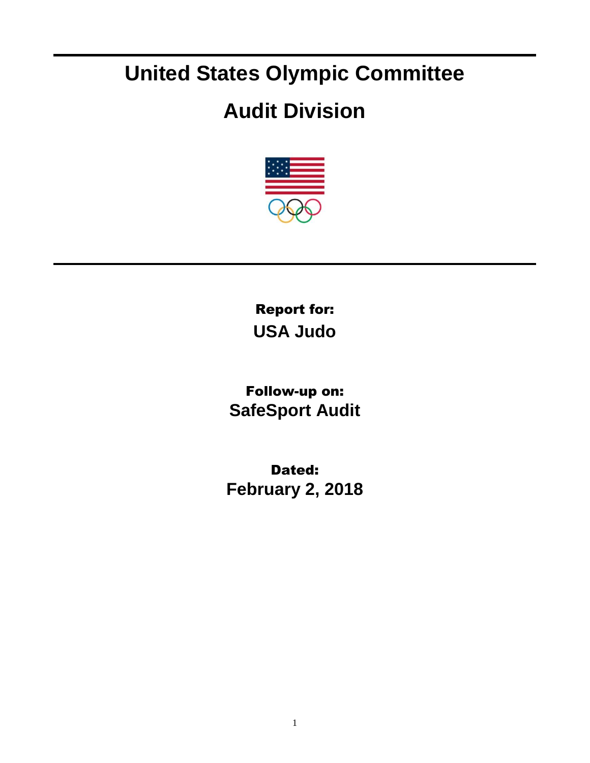# United States Olympic Committee

# Audit Division

**Report for:**

**USA Judo**

**Follow-up on:**

**SafeSport Audit**

**Dated:**

**February 2, 2018**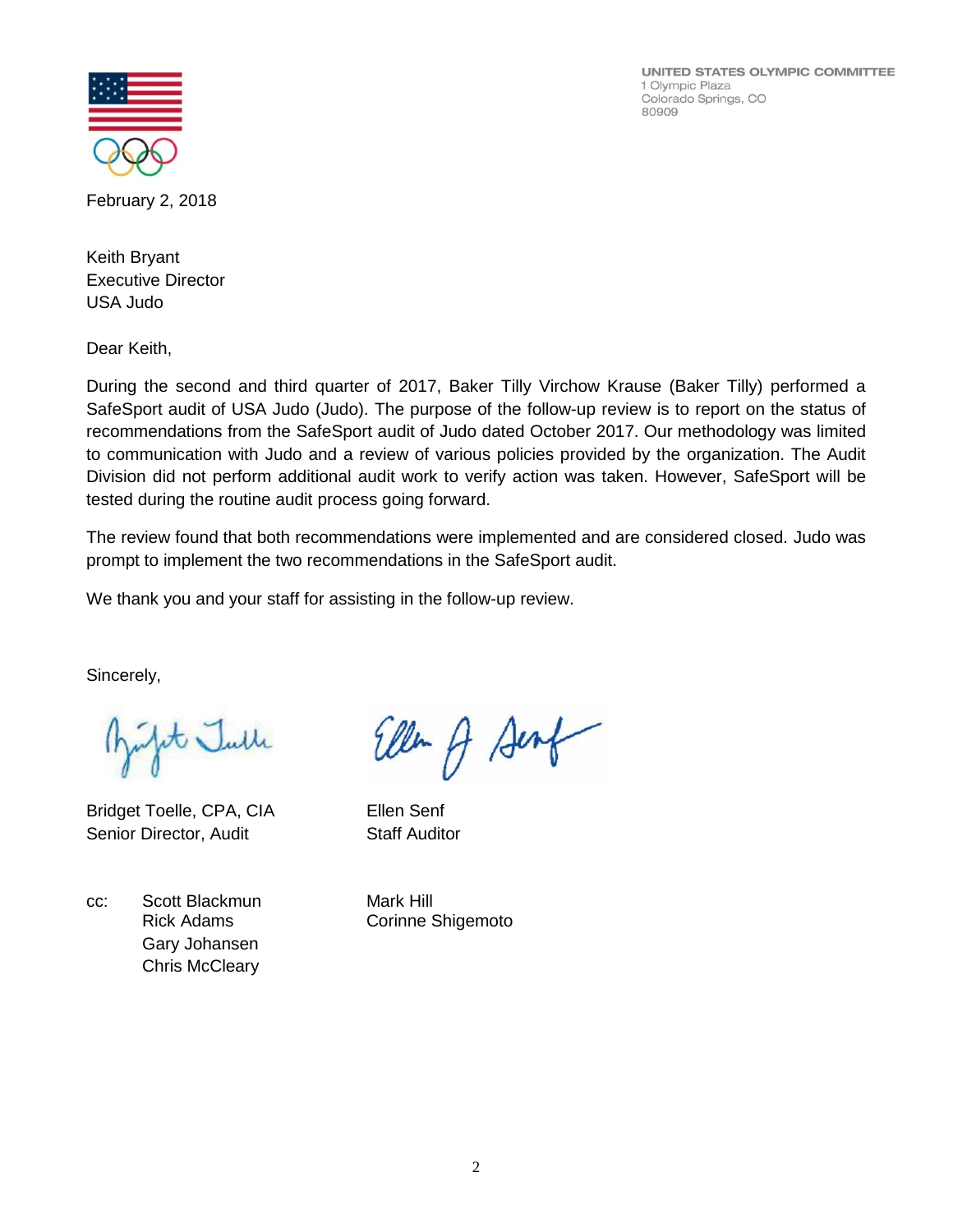UNITED STATES OLYMPIC COMMITTEE
1 Olympic Plaza
Colorado Springs, CO
80909

February 2, 2018

Keith Bryant
Executive Director
USA Judo

Dear Keith,

During the second and third quarter of 2017, Baker Tilly Virchow Krause (Baker Tilly) performed a SafeSport audit of USA Judo (Judo). The purpose of the follow-up review is to report on the status of recommendations from the SafeSport audit of Judo dated October 2017. Our methodology was limited to communication with Judo and a review of various policies provided by the organization. The Audit Division did not perform additional audit work to verify action was taken. However, SafeSport will be tested during the routine audit process going forward.

The review found that both recommendations were implemented and are considered closed. Judo was prompt to implement the two recommendations in the SafeSport audit.

We thank you and your staff for assisting in the follow-up review.

Sincerely,

Bridget Toelle, CPA, CIA
Senior Director, Audit

Ellen Senf
Staff Auditor

cc: Scott Blackmun
Rick Adams
Gary Johansen
Chris McCleary
Mark Hill
Corinne Shigemoto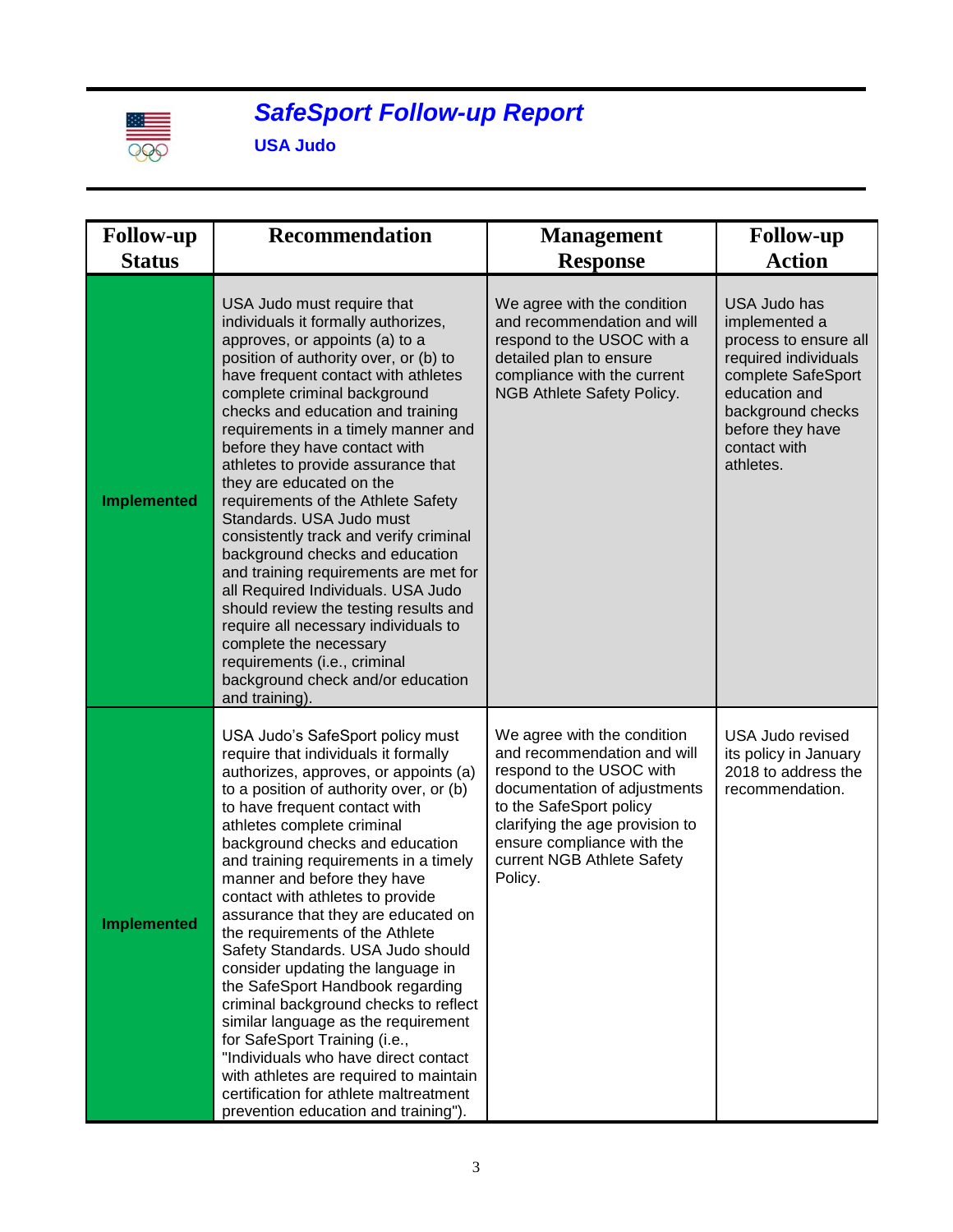# SafeSport Follow-up Report

**USA Judo**

| Follow-up Status | Recommendation | Management Response | Follow-up Action |
|---|---|---|---|
| **Implemented** | USA Judo must require that individuals it formally authorizes, approves, or appoints (a) to a position of authority over, or (b) to have frequent contact with athletes complete criminal background checks and education and training requirements in a timely manner and before they have contact with athletes to provide assurance that they are educated on the requirements of the Athlete Safety Standards. USA Judo must consistently track and verify criminal background checks and education and training requirements are met for all Required Individuals. USA Judo should review the testing results and require all necessary individuals to complete the necessary requirements (i.e., criminal background check and/or education and training). | We agree with the condition and recommendation and will respond to the USOC with a detailed plan to ensure compliance with the current NGB Athlete Safety Policy. | USA Judo has implemented a process to ensure all required individuals complete SafeSport education and background checks before they have contact with athletes. |
| **Implemented** | USA Judo's SafeSport policy must require that individuals it formally authorizes, approves, or appoints (a) to a position of authority over, or (b) to have frequent contact with athletes complete criminal background checks and education and training requirements in a timely manner and before they have contact with athletes to provide assurance that they are educated on the requirements of the Athlete Safety Standards. USA Judo should consider updating the language in the SafeSport Handbook regarding criminal background checks to reflect similar language as the requirement for SafeSport Training (i.e., "Individuals who have direct contact with athletes are required to maintain certification for athlete maltreatment prevention education and training"). | We agree with the condition and recommendation and will respond to the USOC with documentation of adjustments to the SafeSport policy clarifying the age provision to ensure compliance with the current NGB Athlete Safety Policy. | USA Judo revised its policy in January 2018 to address the recommendation. |